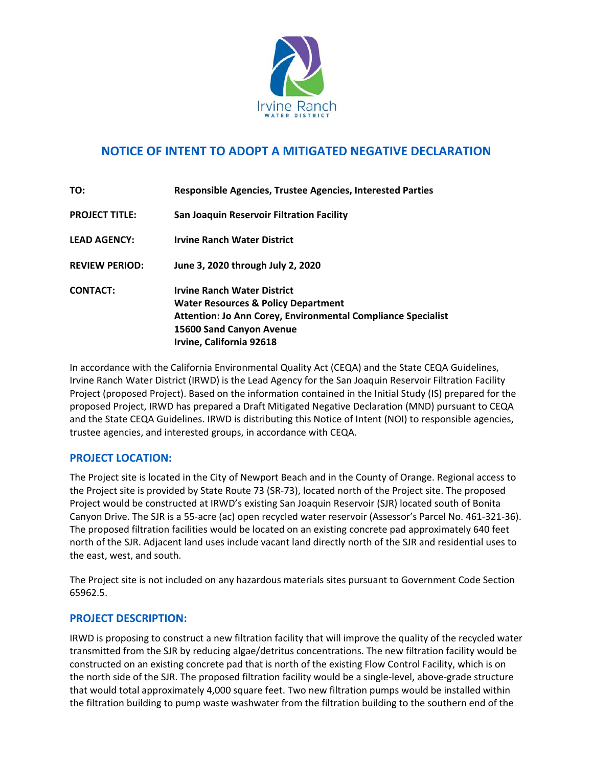Irvine Ranch
WATER DISTRICT

# NOTICE OF INTENT TO ADOPT A MITIGATED NEGATIVE DECLARATION

**TO:** **Responsible Agencies, Trustee Agencies, Interested Parties**

**PROJECT TITLE:** **San Joaquin Reservoir Filtration Facility**

**LEAD AGENCY:** **Irvine Ranch Water District**

**REVIEW PERIOD:** **June 3, 2020 through July 2, 2020**

**CONTACT:** **Irvine Ranch Water District**
**Water Resources & Policy Department**
**Attention: Jo Ann Corey, Environmental Compliance Specialist**
**15600 Sand Canyon Avenue**
**Irvine, California 92618**

In accordance with the California Environmental Quality Act (CEQA) and the State CEQA Guidelines, Irvine Ranch Water District (IRWD) is the Lead Agency for the San Joaquin Reservoir Filtration Facility Project (proposed Project). Based on the information contained in the Initial Study (IS) prepared for the proposed Project, IRWD has prepared a Draft Mitigated Negative Declaration (MND) pursuant to CEQA and the State CEQA Guidelines. IRWD is distributing this Notice of Intent (NOI) to responsible agencies, trustee agencies, and interested groups, in accordance with CEQA.

## PROJECT LOCATION:

The Project site is located in the City of Newport Beach and in the County of Orange. Regional access to the Project site is provided by State Route 73 (SR-73), located north of the Project site. The proposed Project would be constructed at IRWD's existing San Joaquin Reservoir (SJR) located south of Bonita Canyon Drive. The SJR is a 55-acre (ac) open recycled water reservoir (Assessor's Parcel No. 461-321-36). The proposed filtration facilities would be located on an existing concrete pad approximately 640 feet north of the SJR. Adjacent land uses include vacant land directly north of the SJR and residential uses to the east, west, and south.

The Project site is not included on any hazardous materials sites pursuant to Government Code Section 65962.5.

## PROJECT DESCRIPTION:

IRWD is proposing to construct a new filtration facility that will improve the quality of the recycled water transmitted from the SJR by reducing algae/detritus concentrations. The new filtration facility would be constructed on an existing concrete pad that is north of the existing Flow Control Facility, which is on the north side of the SJR. The proposed filtration facility would be a single-level, above-grade structure that would total approximately 4,000 square feet. Two new filtration pumps would be installed within the filtration building to pump waste washwater from the filtration building to the southern end of the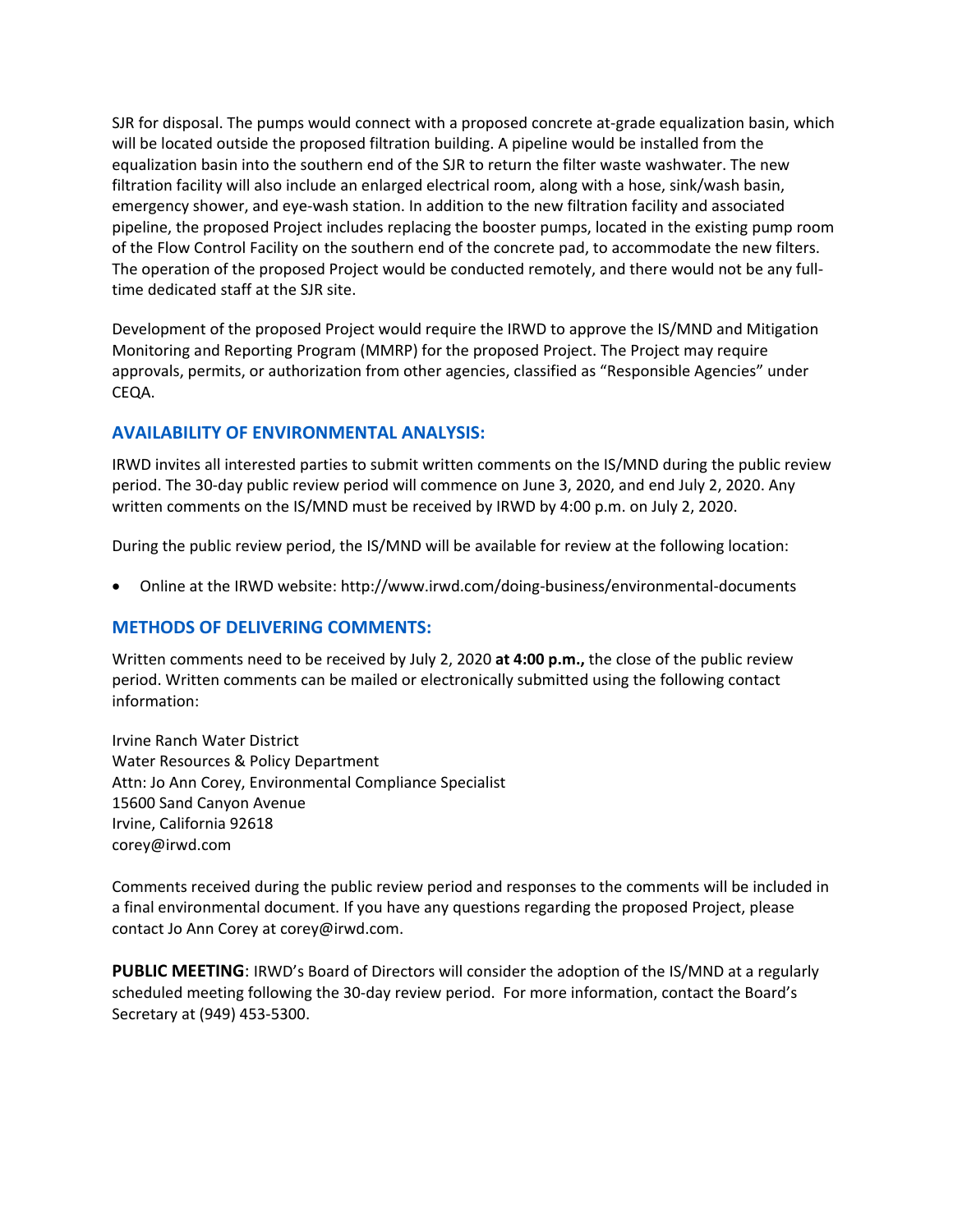SJR for disposal. The pumps would connect with a proposed concrete at-grade equalization basin, which will be located outside the proposed filtration building. A pipeline would be installed from the equalization basin into the southern end of the SJR to return the filter waste washwater. The new filtration facility will also include an enlarged electrical room, along with a hose, sink/wash basin, emergency shower, and eye-wash station. In addition to the new filtration facility and associated pipeline, the proposed Project includes replacing the booster pumps, located in the existing pump room of the Flow Control Facility on the southern end of the concrete pad, to accommodate the new filters. The operation of the proposed Project would be conducted remotely, and there would not be any full-time dedicated staff at the SJR site.

Development of the proposed Project would require the IRWD to approve the IS/MND and Mitigation Monitoring and Reporting Program (MMRP) for the proposed Project. The Project may require approvals, permits, or authorization from other agencies, classified as "Responsible Agencies" under CEQA.

## AVAILABILITY OF ENVIRONMENTAL ANALYSIS:

IRWD invites all interested parties to submit written comments on the IS/MND during the public review period. The 30-day public review period will commence on June 3, 2020, and end July 2, 2020. Any written comments on the IS/MND must be received by IRWD by 4:00 p.m. on July 2, 2020.

During the public review period, the IS/MND will be available for review at the following location:

- Online at the IRWD website: http://www.irwd.com/doing-business/environmental-documents

## METHODS OF DELIVERING COMMENTS:

Written comments need to be received by July 2, 2020 **at 4:00 p.m.,** the close of the public review period. Written comments can be mailed or electronically submitted using the following contact information:

Irvine Ranch Water District
Water Resources & Policy Department
Attn: Jo Ann Corey, Environmental Compliance Specialist
15600 Sand Canyon Avenue
Irvine, California 92618
corey@irwd.com

Comments received during the public review period and responses to the comments will be included in a final environmental document. If you have any questions regarding the proposed Project, please contact Jo Ann Corey at corey@irwd.com.

**PUBLIC MEETING**: IRWD's Board of Directors will consider the adoption of the IS/MND at a regularly scheduled meeting following the 30-day review period. For more information, contact the Board's Secretary at (949) 453-5300.